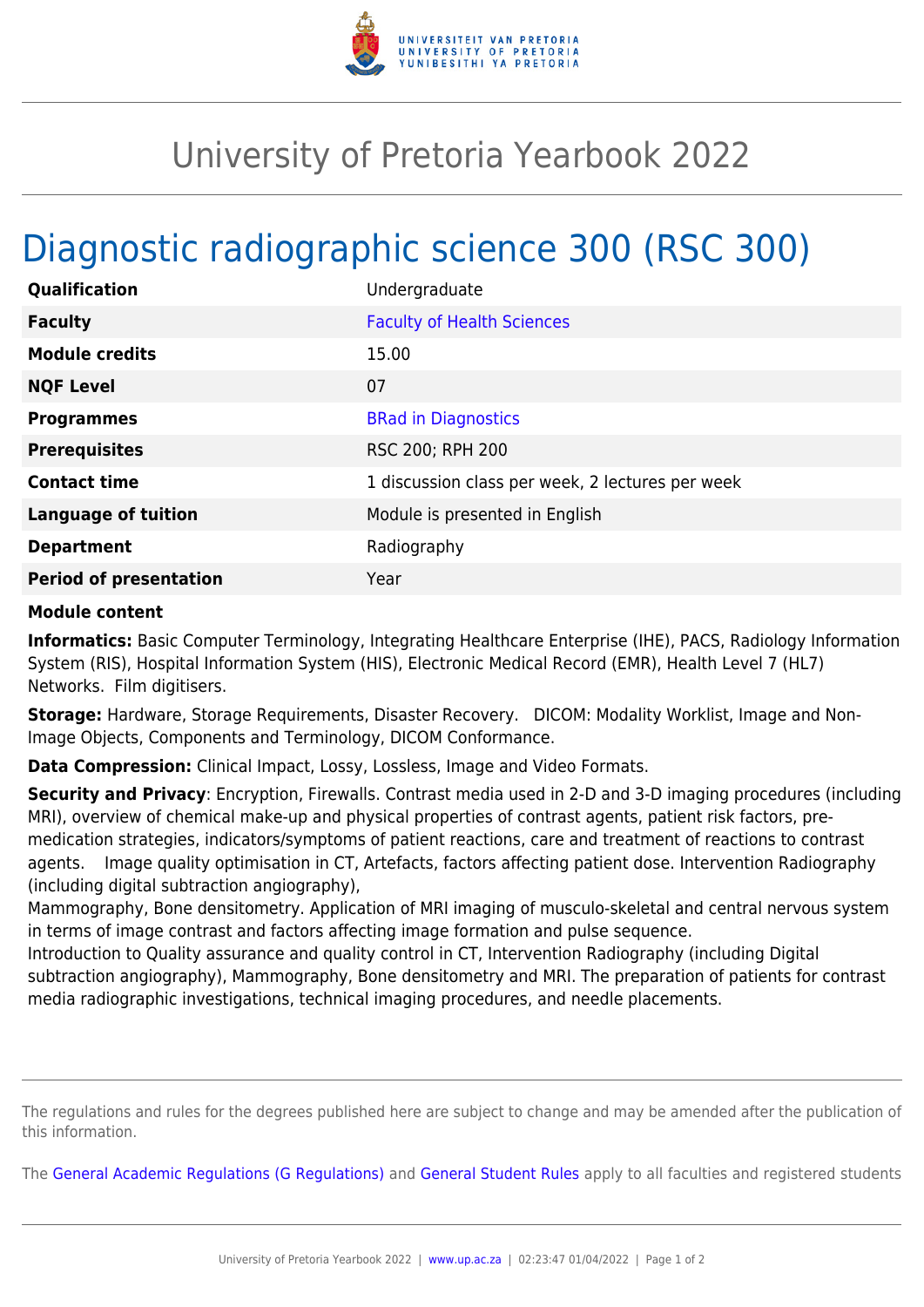# University of Pretoria Yearbook 2022

## Diagnostic radiographic science 300 (RSC 300)

| | |
|---|---|
| **Qualification** | Undergraduate |
| **Faculty** | Faculty of Health Sciences |
| **Module credits** | 15.00 |
| **NQF Level** | 07 |
| **Programmes** | BRad in Diagnostics |
| **Prerequisites** | RSC 200; RPH 200 |
| **Contact time** | 1 discussion class per week, 2 lectures per week |
| **Language of tuition** | Module is presented in English |
| **Department** | Radiography |
| **Period of presentation** | Year |

**Module content**

**Informatics:** Basic Computer Terminology, Integrating Healthcare Enterprise (IHE), PACS, Radiology Information System (RIS), Hospital Information System (HIS), Electronic Medical Record (EMR), Health Level 7 (HL7) Networks. Film digitisers.

**Storage:** Hardware, Storage Requirements, Disaster Recovery. DICOM: Modality Worklist, Image and Non-Image Objects, Components and Terminology, DICOM Conformance.

**Data Compression:** Clinical Impact, Lossy, Lossless, Image and Video Formats.

**Security and Privacy**: Encryption, Firewalls. Contrast media used in 2-D and 3-D imaging procedures (including MRI), overview of chemical make-up and physical properties of contrast agents, patient risk factors, pre-medication strategies, indicators/symptoms of patient reactions, care and treatment of reactions to contrast agents. Image quality optimisation in CT, Artefacts, factors affecting patient dose. Intervention Radiography (including digital subtraction angiography),
Mammography, Bone densitometry. Application of MRI imaging of musculo-skeletal and central nervous system in terms of image contrast and factors affecting image formation and pulse sequence.
Introduction to Quality assurance and quality control in CT, Intervention Radiography (including Digital subtraction angiography), Mammography, Bone densitometry and MRI. The preparation of patients for contrast media radiographic investigations, technical imaging procedures, and needle placements.

The regulations and rules for the degrees published here are subject to change and may be amended after the publication of this information.

The General Academic Regulations (G Regulations) and General Student Rules apply to all faculties and registered students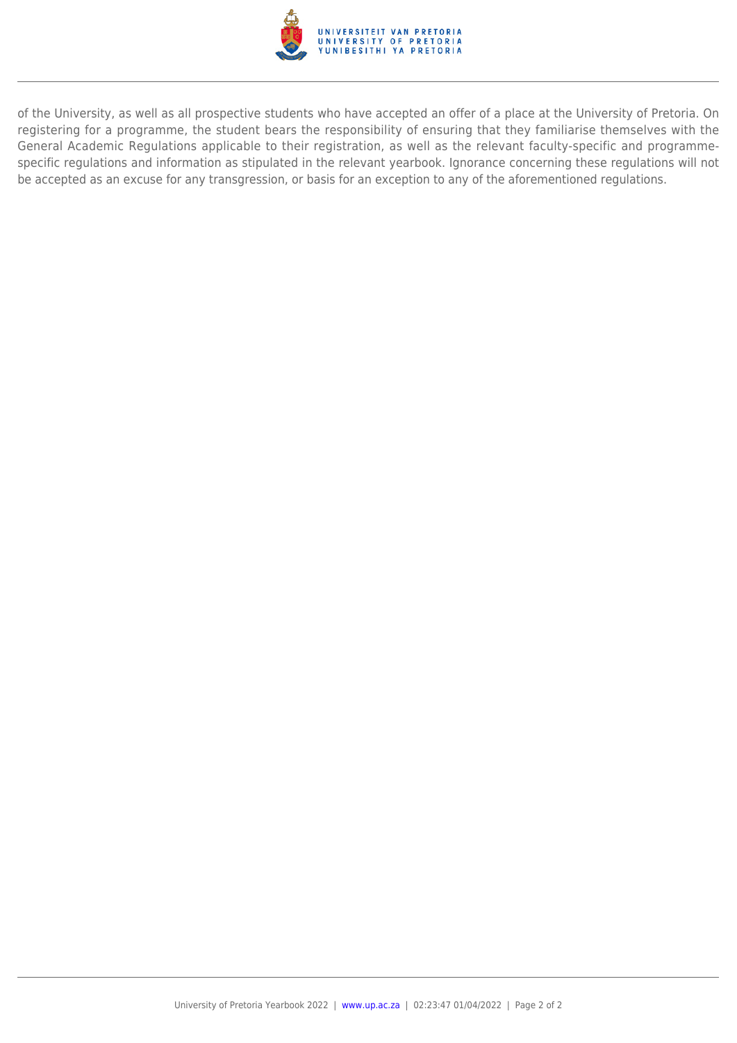of the University, as well as all prospective students who have accepted an offer of a place at the University of Pretoria. On registering for a programme, the student bears the responsibility of ensuring that they familiarise themselves with the General Academic Regulations applicable to their registration, as well as the relevant faculty-specific and programme-specific regulations and information as stipulated in the relevant yearbook. Ignorance concerning these regulations will not be accepted as an excuse for any transgression, or basis for an exception to any of the aforementioned regulations.